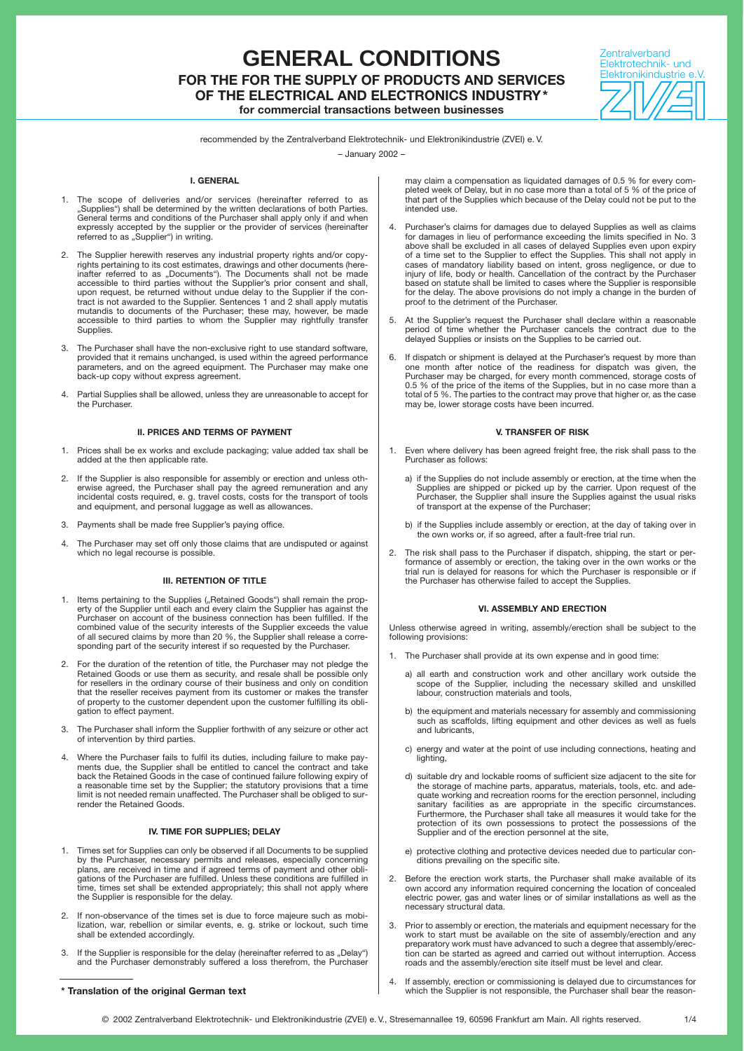# GENERAL CONDITIONS

## FOR THE FOR THE SUPPLY OF PRODUCTS AND SERVICES OF THE ELECTRICAL AND ELECTRONICS INDUSTRY*

**for commercial transactions between businesses**

Zentralverband Elektrotechnik- und Elektronikindustrie e.V.

recommended by the Zentralverband Elektrotechnik- und Elektronikindustrie (ZVEI) e. V.

– January 2002 –

### I. GENERAL

1. The scope of deliveries and/or services (hereinafter referred to as „Supplies") shall be determined by the written declarations of both Parties. General terms and conditions of the Purchaser shall apply only if and when expressly accepted by the supplier or the provider of services (hereinafter referred to as „Supplier") in writing.
2. The Supplier herewith reserves any industrial property rights and/or copyrights pertaining to its cost estimates, drawings and other documents (hereinafter referred to as „Documents"). The Documents shall not be made accessible to third parties without the Supplier's prior consent and shall, upon request, be returned without undue delay to the Supplier if the contract is not awarded to the Supplier. Sentences 1 and 2 shall apply mutatis mutandis to documents of the Purchaser; these may, however, be made accessible to third parties to whom the Supplier may rightfully transfer Supplies.
3. The Purchaser shall have the non-exclusive right to use standard software, provided that it remains unchanged, is used within the agreed performance parameters, and on the agreed equipment. The Purchaser may make one back-up copy without express agreement.
4. Partial Supplies shall be allowed, unless they are unreasonable to accept for the Purchaser.

### II. PRICES AND TERMS OF PAYMENT

1. Prices shall be ex works and exclude packaging; value added tax shall be added at the then applicable rate.
2. If the Supplier is also responsible for assembly or erection and unless otherwise agreed, the Purchaser shall pay the agreed remuneration and any incidental costs required, e. g. travel costs, costs for the transport of tools and equipment, and personal luggage as well as allowances.
3. Payments shall be made free Supplier's paying office.
4. The Purchaser may set off only those claims that are undisputed or against which no legal recourse is possible.

### III. RETENTION OF TITLE

1. Items pertaining to the Supplies („Retained Goods") shall remain the property of the Supplier until each and every claim the Supplier has against the Purchaser on account of the business connection has been fulfilled. If the combined value of the security interests of the Supplier exceeds the value of all secured claims by more than 20 %, the Supplier shall release a corresponding part of the security interest if so requested by the Purchaser.
2. For the duration of the retention of title, the Purchaser may not pledge the Retained Goods or use them as security, and resale shall be possible only for resellers in the ordinary course of their business and only on condition that the reseller receives payment from its customer or makes the transfer of property to the customer dependent upon the customer fulfilling its obligation to effect payment.
3. The Purchaser shall inform the Supplier forthwith of any seizure or other act of intervention by third parties.
4. Where the Purchaser fails to fulfil its duties, including failure to make payments due, the Supplier shall be entitled to cancel the contract and take back the Retained Goods in the case of continued failure following expiry of a reasonable time set by the Supplier; the statutory provisions that a time limit is not needed remain unaffected. The Purchaser shall be obliged to surrender the Retained Goods.

### IV. TIME FOR SUPPLIES; DELAY

1. Times set for Supplies can only be observed if all Documents to be supplied by the Purchaser, necessary permits and releases, especially concerning plans, are received in time and if agreed terms of payment and other obligations of the Purchaser are fulfilled. Unless these conditions are fulfilled in time, times set shall be extended appropriately; this shall not apply where the Supplier is responsible for the delay.
2. If non-observance of the times set is due to force majeure such as mobilization, war, rebellion or similar events, e. g. strike or lockout, such time shall be extended accordingly.
3. If the Supplier is responsible for the delay (hereinafter referred to as „Delay") and the Purchaser demonstrably suffered a loss therefrom, the Purchaser may claim a compensation as liquidated damages of 0.5 % for every completed week of Delay, but in no case more than a total of 5 % of the price of that part of the Supplies which because of the Delay could not be put to the intended use.
4. Purchaser's claims for damages due to delayed Supplies as well as claims for damages in lieu of performance exceeding the limits specified in No. 3 above shall be excluded in all cases of delayed Supplies even upon expiry of a time set to the Supplier to effect the Supplies. This shall not apply in cases of mandatory liability based on intent, gross negligence, or due to injury of life, body or health. Cancellation of the contract by the Purchaser based on statute shall be limited to cases where the Supplier is responsible for the delay. The above provisions do not imply a change in the burden of proof to the detriment of the Purchaser.
5. At the Supplier's request the Purchaser shall declare within a reasonable period of time whether the Purchaser cancels the contract due to the delayed Supplies or insists on the Supplies to be carried out.
6. If dispatch or shipment is delayed at the Purchaser's request by more than one month after notice of the readiness for dispatch was given, the Purchaser may be charged, for every month commenced, storage costs of 0.5 % of the price of the items of the Supplies, but in no case more than a total of 5 %. The parties to the contract may prove that higher or, as the case may be, lower storage costs have been incurred.

### V. TRANSFER OF RISK

1. Even where delivery has been agreed freight free, the risk shall pass to the Purchaser as follows:
   a) if the Supplies do not include assembly or erection, at the time when the Supplies are shipped or picked up by the carrier. Upon request of the Purchaser, the Supplier shall insure the Supplies against the usual risks of transport at the expense of the Purchaser;
   b) if the Supplies include assembly or erection, at the day of taking over in the own works or, if so agreed, after a fault-free trial run.
2. The risk shall pass to the Purchaser if dispatch, shipping, the start or performance of assembly or erection, the taking over in the own works or the trial run is delayed for reasons for which the Purchaser is responsible or if the Purchaser has otherwise failed to accept the Supplies.

### VI. ASSEMBLY AND ERECTION

Unless otherwise agreed in writing, assembly/erection shall be subject to the following provisions:

1. The Purchaser shall provide at its own expense and in good time:
   a) all earth and construction work and other ancillary work outside the scope of the Supplier, including the necessary skilled and unskilled labour, construction materials and tools,
   b) the equipment and materials necessary for assembly and commissioning such as scaffolds, lifting equipment and other devices as well as fuels and lubricants,
   c) energy and water at the point of use including connections, heating and lighting,
   d) suitable dry and lockable rooms of sufficient size adjacent to the site for the storage of machine parts, apparatus, materials, tools, etc. and adequate working and recreation rooms for the erection personnel, including sanitary facilities as are appropriate in the specific circumstances. Furthermore, the Purchaser shall take all measures it would take for the protection of its own possessions to protect the possessions of the Supplier and of the erection personnel at the site,
   e) protective clothing and protective devices needed due to particular conditions prevailing on the specific site.
2. Before the erection work starts, the Purchaser shall make available of its own accord any information required concerning the location of concealed electric power, gas and water lines or of similar installations as well as the necessary structural data.
3. Prior to assembly or erection, the materials and equipment necessary for the work to start must be available on the site of assembly/erection and any preparatory work must have advanced to such a degree that assembly/erection can be started as agreed and carried out without interruption. Access roads and the assembly/erection site itself must be level and clear.
4. If assembly, erection or commissioning is delayed due to circumstances for which the Supplier is not responsible, the Purchaser shall bear the reason-

**\* Translation of the original German text**

© 2002 Zentralverband Elektrotechnik- und Elektronikindustrie (ZVEI) e. V., Stresemannallee 19, 60596 Frankfurt am Main. All rights reserved.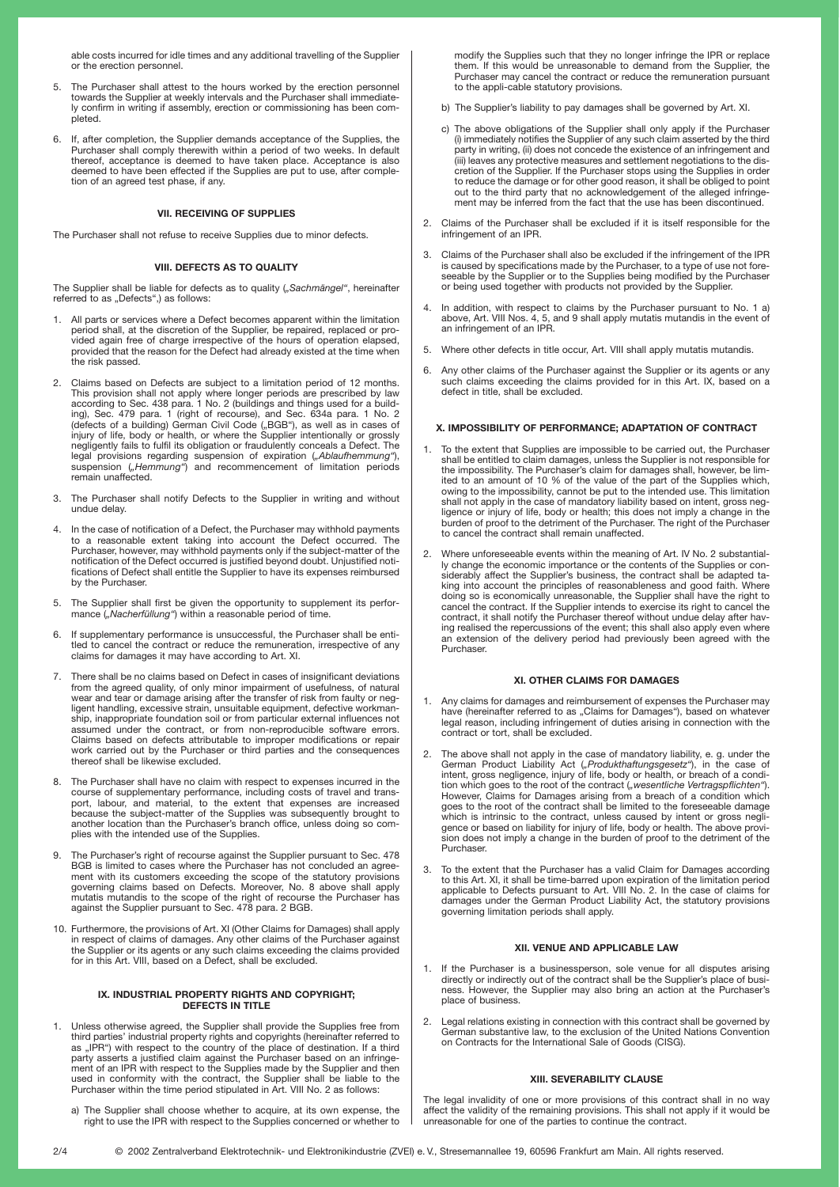able costs incurred for idle times and any additional travelling of the Supplier or the erection personnel.

5. The Purchaser shall attest to the hours worked by the erection personnel towards the Supplier at weekly intervals and the Purchaser shall immediately confirm in writing if assembly, erection or commissioning has been completed.

6. If, after completion, the Supplier demands acceptance of the Supplies, the Purchaser shall comply therewith within a period of two weeks. In default thereof, acceptance is deemed to have taken place. Acceptance is also deemed to have been effected if the Supplies are put to use, after completion of an agreed test phase, if any.

### VII. RECEIVING OF SUPPLIES

The Purchaser shall not refuse to receive Supplies due to minor defects.

### VIII. DEFECTS AS TO QUALITY

The Supplier shall be liable for defects as to quality („*Sachmängel*“, hereinafter referred to as „Defects“,) as follows:

1. All parts or services where a Defect becomes apparent within the limitation period shall, at the discretion of the Supplier, be repaired, replaced or provided again free of charge irrespective of the hours of operation elapsed, provided that the reason for the Defect had already existed at the time when the risk passed.

2. Claims based on Defects are subject to a limitation period of 12 months. This provision shall not apply where longer periods are prescribed by law according to Sec. 438 para. 1 No. 2 (buildings and things used for a building), Sec. 479 para. 1 (right of recourse), and Sec. 634a para. 1 No. 2 (defects of a building) German Civil Code („BGB“), as well as in cases of injury of life, body or health, or where the Supplier intentionally or grossly negligently fails to fulfil its obligation or fraudulently conceals a Defect. The legal provisions regarding suspension of expiration („*Ablaufhemmung*“), suspension („*Hemmung*“) and recommencement of limitation periods remain unaffected.

3. The Purchaser shall notify Defects to the Supplier in writing and without undue delay.

4. In the case of notification of a Defect, the Purchaser may withhold payments to a reasonable extent taking into account the Defect occurred. The Purchaser, however, may withhold payments only if the subject-matter of the notification of the Defect occurred is justified beyond doubt. Unjustified notifications of Defect shall entitle the Supplier to have its expenses reimbursed by the Purchaser.

5. The Supplier shall first be given the opportunity to supplement its performance („*Nacherfüllung*“) within a reasonable period of time.

6. If supplementary performance is unsuccessful, the Purchaser shall be entitled to cancel the contract or reduce the remuneration, irrespective of any claims for damages it may have according to Art. XI.

7. There shall be no claims based on Defect in cases of insignificant deviations from the agreed quality, of only minor impairment of usefulness, of natural wear and tear or damage arising after the transfer of risk from faulty or negligent handling, excessive strain, unsuitable equipment, defective workmanship, inappropriate foundation soil or from particular external influences not assumed under the contract, or from non-reproducible software errors. Claims based on defects attributable to improper modifications or repair work carried out by the Purchaser or third parties and the consequences thereof shall be likewise excluded.

8. The Purchaser shall have no claim with respect to expenses incurred in the course of supplementary performance, including costs of travel and transport, labour, and material, to the extent that expenses are increased because the subject-matter of the Supplies was subsequently brought to another location than the Purchaser's branch office, unless doing so complies with the intended use of the Supplies.

9. The Purchaser's right of recourse against the Supplier pursuant to Sec. 478 BGB is limited to cases where the Purchaser has not concluded an agreement with its customers exceeding the scope of the statutory provisions governing claims based on Defects. Moreover, No. 8 above shall apply mutatis mutandis to the scope of the right of recourse the Purchaser has against the Supplier pursuant to Sec. 478 para. 2 BGB.

10. Furthermore, the provisions of Art. XI (Other Claims for Damages) shall apply in respect of claims of damages. Any other claims of the Purchaser against the Supplier or its agents or any such claims exceeding the claims provided for in this Art. VIII, based on a Defect, shall be excluded.

### IX. INDUSTRIAL PROPERTY RIGHTS AND COPYRIGHT; DEFECTS IN TITLE

1. Unless otherwise agreed, the Supplier shall provide the Supplies free from third parties' industrial property rights and copyrights (hereinafter referred to as „IPR“) with respect to the country of the place of destination. If a third party asserts a justified claim against the Purchaser based on an infringement of an IPR with respect to the Supplies made by the Supplier and then used in conformity with the contract, the Supplier shall be liable to the Purchaser within the time period stipulated in Art. VIII No. 2 as follows:

   a) The Supplier shall choose whether to acquire, at its own expense, the right to use the IPR with respect to the Supplies concerned or whether to modify the Supplies such that they no longer infringe the IPR or replace them. If this would be unreasonable to demand from the Supplier, the Purchaser may cancel the contract or reduce the remuneration pursuant to the appli-cable statutory provisions.

   b) The Supplier's liability to pay damages shall be governed by Art. XI.

   c) The above obligations of the Supplier shall only apply if the Purchaser (i) immediately notifies the Supplier of any such claim asserted by the third party in writing, (ii) does not concede the existence of an infringement and (iii) leaves any protective measures and settlement negotiations to the discretion of the Supplier. If the Purchaser stops using the Supplies in order to reduce the damage or for other good reason, it shall be obliged to point out to the third party that no acknowledgement of the alleged infringement may be inferred from the fact that the use has been discontinued.

2. Claims of the Purchaser shall be excluded if it is itself responsible for the infringement of an IPR.

3. Claims of the Purchaser shall also be excluded if the infringement of the IPR is caused by specifications made by the Purchaser, to a type of use not foreseeable by the Supplier or to the Supplies being modified by the Purchaser or being used together with products not provided by the Supplier.

4. In addition, with respect to claims by the Purchaser pursuant to No. 1 a) above, Art. VIII Nos. 4, 5, and 9 shall apply mutatis mutandis in the event of an infringement of an IPR.

5. Where other defects in title occur, Art. VIII shall apply mutatis mutandis.

6. Any other claims of the Purchaser against the Supplier or its agents or any such claims exceeding the claims provided for in this Art. IX, based on a defect in title, shall be excluded.

### X. IMPOSSIBILITY OF PERFORMANCE; ADAPTATION OF CONTRACT

1. To the extent that Supplies are impossible to be carried out, the Purchaser shall be entitled to claim damages, unless the Supplier is not responsible for the impossibility. The Purchaser's claim for damages shall, however, be limited to an amount of 10 % of the value of the part of the Supplies which, owing to the impossibility, cannot be put to the intended use. This limitation shall not apply in the case of mandatory liability based on intent, gross negligence or injury of life, body or health; this does not imply a change in the burden of proof to the detriment of the Purchaser. The right of the Purchaser to cancel the contract shall remain unaffected.

2. Where unforeseeable events within the meaning of Art. IV No. 2 substantially change the economic importance or the contents of the Supplies or considerably affect the Supplier's business, the contract shall be adapted taking into account the principles of reasonableness and good faith. Where doing so is economically unreasonable, the Supplier shall have the right to cancel the contract. If the Supplier intends to exercise its right to cancel the contract, it shall notify the Purchaser thereof without undue delay after having realised the repercussions of the event; this shall also apply even where an extension of the delivery period had previously been agreed with the Purchaser.

### XI. OTHER CLAIMS FOR DAMAGES

1. Any claims for damages and reimbursement of expenses the Purchaser may have (hereinafter referred to as „Claims for Damages“), based on whatever legal reason, including infringement of duties arising in connection with the contract or tort, shall be excluded.

2. The above shall not apply in the case of mandatory liability, e. g. under the German Product Liability Act („*Produkthaftungsgesetz*“), in the case of intent, gross negligence, injury of life, body or health, or breach of a condition which goes to the root of the contract („*wesentliche Vertragspflichten*“). However, Claims for Damages arising from a breach of a condition which goes to the root of the contract shall be limited to the foreseeable damage which is intrinsic to the contract, unless caused by intent or gross negligence or based on liability for injury of life, body or health. The above provision does not imply a change in the burden of proof to the detriment of the Purchaser.

3. To the extent that the Purchaser has a valid Claim for Damages according to this Art. XI, it shall be time-barred upon expiration of the limitation period applicable to Defects pursuant to Art. VIII No. 2. In the case of claims for damages under the German Product Liability Act, the statutory provisions governing limitation periods shall apply.

### XII. VENUE AND APPLICABLE LAW

1. If the Purchaser is a businessperson, sole venue for all disputes arising directly or indirectly out of the contract shall be the Supplier's place of business. However, the Supplier may also bring an action at the Purchaser's place of business.

2. Legal relations existing in connection with this contract shall be governed by German substantive law, to the exclusion of the United Nations Convention on Contracts for the International Sale of Goods (CISG).

### XIII. SEVERABILITY CLAUSE

The legal invalidity of one or more provisions of this contract shall in no way affect the validity of the remaining provisions. This shall not apply if it would be unreasonable for one of the parties to continue the contract.

© 2002 Zentralverband Elektrotechnik- und Elektronikindustrie (ZVEI) e. V., Stresemannallee 19, 60596 Frankfurt am Main. All rights reserved.